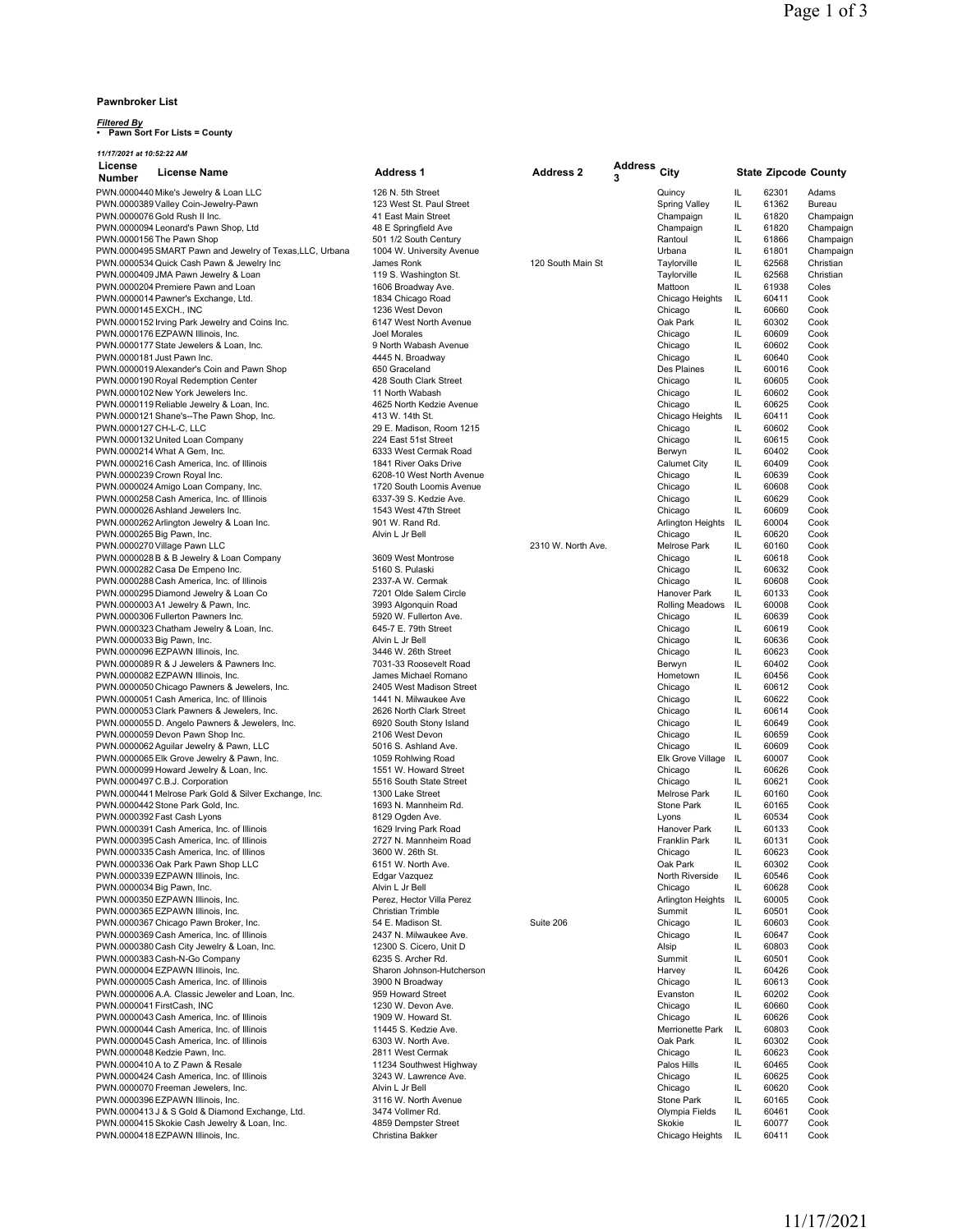**Pawnbroker List**

***Filtered By***
**• Pawn Sort For Lists = County**

***11/17/2021 at 10:52:22 AM***

| License Number | License Name | Address 1 | Address 2 | Address 3 | City | State | Zipcode | County |
|---|---|---|---|---|---|---|---|---|
| PWN.0000440 | Mike's Jewelry & Loan LLC | 126 N. 5th Street | | | Quincy | IL | 62301 | Adams |
| PWN.0000389 | Valley Coin-Jewelry-Pawn | 123 West St. Paul Street | | | Spring Valley | IL | 61362 | Bureau |
| PWN.0000076 | Gold Rush II Inc. | 41 East Main Street | | | Champaign | IL | 61820 | Champaign |
| PWN.0000094 | Leonard's Pawn Shop, Ltd | 48 E Springfield Ave | | | Champaign | IL | 61820 | Champaign |
| PWN.0000156 | The Pawn Shop | 501 1/2 South Century | | | Rantoul | IL | 61866 | Champaign |
| PWN.0000495 | SMART Pawn and Jewelry of Texas,LLC, Urbana | 1004 W. University Avenue | | | Urbana | IL | 61801 | Champaign |
| PWN.0000534 | Quick Cash Pawn & Jewelry Inc | James Ronk | 120 South Main St | | Taylorville | IL | 62568 | Christian |
| PWN.0000409 | JMA Pawn Jewelry & Loan | 119 S. Washington St. | | | Taylorville | IL | 62568 | Christian |
| PWN.0000204 | Premiere Pawn and Loan | 1606 Broadway Ave. | | | Mattoon | IL | 61938 | Coles |
| PWN.0000014 | Pawner's Exchange, Ltd. | 1834 Chicago Road | | | Chicago Heights | IL | 60411 | Cook |
| PWN.0000145 | EXCH., INC | 1236 West Devon | | | Chicago | IL | 60660 | Cook |
| PWN.0000152 | Irving Park Jewelry and Coins Inc. | 6147 West North Avenue | | | Oak Park | IL | 60302 | Cook |
| PWN.0000176 | EZPAWN Illinois, Inc. | Joel Morales | | | Chicago | IL | 60609 | Cook |
| PWN.0000177 | State Jewelers & Loan, Inc. | 9 North Wabash Avenue | | | Chicago | IL | 60602 | Cook |
| PWN.0000181 | Just Pawn Inc. | 4445 N. Broadway | | | Chicago | IL | 60640 | Cook |
| PWN.0000019 | Alexander's Coin and Pawn Shop | 650 Graceland | | | Des Plaines | IL | 60016 | Cook |
| PWN.0000190 | Royal Redemption Center | 428 South Clark Street | | | Chicago | IL | 60605 | Cook |
| PWN.0000102 | New York Jewelers Inc. | 11 North Wabash | | | Chicago | IL | 60602 | Cook |
| PWN.0000119 | Reliable Jewelry & Loan, Inc. | 4625 North Kedzie Avenue | | | Chicago | IL | 60625 | Cook |
| PWN.0000121 | Shane's--The Pawn Shop, Inc. | 413 W. 14th St. | | | Chicago Heights | IL | 60411 | Cook |
| PWN.0000127 | CH-L-C, LLC | 29 E. Madison, Room 1215 | | | Chicago | IL | 60602 | Cook |
| PWN.0000132 | United Loan Company | 224 East 51st Street | | | Chicago | IL | 60615 | Cook |
| PWN.0000214 | What A Gem, Inc. | 6333 West Cermak Road | | | Berwyn | IL | 60402 | Cook |
| PWN.0000216 | Cash America, Inc. of Illinois | 1841 River Oaks Drive | | | Calumet City | IL | 60409 | Cook |
| PWN.0000239 | Crown Royal Inc. | 6208-10 West North Avenue | | | Chicago | IL | 60639 | Cook |
| PWN.0000024 | Amigo Loan Company, Inc. | 1720 South Loomis Avenue | | | Chicago | IL | 60608 | Cook |
| PWN.0000258 | Cash America, Inc. of Illinois | 6337-39 S. Kedzie Ave. | | | Chicago | IL | 60629 | Cook |
| PWN.0000026 | Ashland Jewelers Inc. | 1543 West 47th Street | | | Chicago | IL | 60609 | Cook |
| PWN.0000262 | Arlington Jewelry & Loan Inc. | 901 W. Rand Rd. | | | Arlington Heights | IL | 60004 | Cook |
| PWN.0000265 | Big Pawn, Inc. | Alvin L Jr Bell | | | Chicago | IL | 60620 | Cook |
| PWN.0000270 | Village Pawn LLC | | 2310 W. North Ave. | | Melrose Park | IL | 60160 | Cook |
| PWN.0000028 | B & B Jewelry & Loan Company | 3609 West Montrose | | | Chicago | IL | 60618 | Cook |
| PWN.0000282 | Casa De Empeno Inc. | 5160 S. Pulaski | | | Chicago | IL | 60632 | Cook |
| PWN.0000288 | Cash America, Inc. of Illinois | 2337-A W. Cermak | | | Chicago | IL | 60608 | Cook |
| PWN.0000295 | Diamond Jewelry & Loan Co | 7201 Olde Salem Circle | | | Hanover Park | IL | 60133 | Cook |
| PWN.0000003 | A1 Jewelry & Pawn, Inc. | 3993 Algonquin Road | | | Rolling Meadows | IL | 60008 | Cook |
| PWN.0000306 | Fullerton Pawners Inc. | 5920 W. Fullerton Ave. | | | Chicago | IL | 60639 | Cook |
| PWN.0000323 | Chatham Jewelry & Loan, Inc. | 645-7 E. 79th Street | | | Chicago | IL | 60619 | Cook |
| PWN.0000033 | Big Pawn, Inc. | Alvin L Jr Bell | | | Chicago | IL | 60636 | Cook |
| PWN.0000096 | EZPAWN Illinois, Inc. | 3446 W. 26th Street | | | Chicago | IL | 60623 | Cook |
| PWN.0000089 | R & J Jewelers & Pawners Inc. | 7031-33 Roosevelt Road | | | Berwyn | IL | 60402 | Cook |
| PWN.0000082 | EZPAWN Illinois, Inc. | James Michael Romano | | | Hometown | IL | 60456 | Cook |
| PWN.0000050 | Chicago Pawners & Jewelers, Inc. | 2405 West Madison Street | | | Chicago | IL | 60612 | Cook |
| PWN.0000051 | Cash America, Inc. of Illinois | 1441 N. Milwaukee Ave | | | Chicago | IL | 60622 | Cook |
| PWN.0000053 | Clark Pawners & Jewelers, Inc. | 2626 North Clark Street | | | Chicago | IL | 60614 | Cook |
| PWN.0000055 | D. Angelo Pawners & Jewelers, Inc. | 6920 South Stony Island | | | Chicago | IL | 60649 | Cook |
| PWN.0000059 | Devon Pawn Shop Inc. | 2106 West Devon | | | Chicago | IL | 60659 | Cook |
| PWN.0000062 | Aguilar Jewelry & Pawn, LLC | 5016 S. Ashland Ave. | | | Chicago | IL | 60609 | Cook |
| PWN.0000065 | Elk Grove Jewelry & Pawn, Inc. | 1059 Rohlwing Road | | | Elk Grove Village | IL | 60007 | Cook |
| PWN.0000099 | Howard Jewelry & Loan, Inc. | 1551 W. Howard Street | | | Chicago | IL | 60626 | Cook |
| PWN.0000497 | C.B.J. Corporation | 5516 South State Street | | | Chicago | IL | 60621 | Cook |
| PWN.0000441 | Melrose Park Gold & Silver Exchange, Inc. | 1300 Lake Street | | | Melrose Park | IL | 60160 | Cook |
| PWN.0000442 | Stone Park Gold, Inc. | 1693 N. Mannheim Rd. | | | Stone Park | IL | 60165 | Cook |
| PWN.0000392 | Fast Cash Lyons | 8129 Ogden Ave. | | | Lyons | IL | 60534 | Cook |
| PWN.0000391 | Cash America, Inc. of Illinois | 1629 Irving Park Road | | | Hanover Park | IL | 60133 | Cook |
| PWN.0000395 | Cash America, Inc. of Illinois | 2727 N. Mannheim Road | | | Franklin Park | IL | 60131 | Cook |
| PWN.0000335 | Cash America, Inc. of Illinos | 3600 W. 26th St. | | | Chicago | IL | 60623 | Cook |
| PWN.0000336 | Oak Park Pawn Shop LLC | 6151 W. North Ave. | | | Oak Park | IL | 60302 | Cook |
| PWN.0000339 | EZPAWN Illinois, Inc. | Edgar Vazquez | | | North Riverside | IL | 60546 | Cook |
| PWN.0000034 | Big Pawn, Inc. | Alvin L Jr Bell | | | Chicago | IL | 60628 | Cook |
| PWN.0000350 | EZPAWN Illinois, Inc. | Perez, Hector Villa Perez | | | Arlington Heights | IL | 60005 | Cook |
| PWN.0000365 | EZPAWN Illinois, Inc. | Christian Trimble | | | Summit | IL | 60501 | Cook |
| PWN.0000367 | Chicago Pawn Broker, Inc. | 54 E. Madison St. | Suite 206 | | Chicago | IL | 60603 | Cook |
| PWN.0000369 | Cash America, Inc. of Illinois | 2437 N. Milwaukee Ave. | | | Chicago | IL | 60647 | Cook |
| PWN.0000380 | Cash City Jewelry & Loan, Inc. | 12300 S. Cicero, Unit D | | | Alsip | IL | 60803 | Cook |
| PWN.0000383 | Cash-N-Go Company | 6235 S. Archer Rd. | | | Summit | IL | 60501 | Cook |
| PWN.0000004 | EZPAWN Illinois, Inc. | Sharon Johnson-Hutcherson | | | Harvey | IL | 60426 | Cook |
| PWN.0000005 | Cash America, Inc. of Illinois | 3900 N Broadway | | | Chicago | IL | 60613 | Cook |
| PWN.0000006 | A.A. Classic Jeweler and Loan, Inc. | 959 Howard Street | | | Evanston | IL | 60202 | Cook |
| PWN.0000041 | FirstCash, INC | 1230 W. Devon Ave. | | | Chicago | IL | 60660 | Cook |
| PWN.0000043 | Cash America, Inc. of Illinois | 1909 W. Howard St. | | | Chicago | IL | 60626 | Cook |
| PWN.0000044 | Cash America, Inc. of Illinois | 11445 S. Kedzie Ave. | | | Merrionette Park | IL | 60803 | Cook |
| PWN.0000045 | Cash America, Inc. of Illinois | 6303 W. North Ave. | | | Oak Park | IL | 60302 | Cook |
| PWN.0000048 | Kedzie Pawn, Inc. | 2811 West Cermak | | | Chicago | IL | 60623 | Cook |
| PWN.0000410 | A to Z Pawn & Resale | 11234 Southwest Highway | | | Palos Hills | IL | 60465 | Cook |
| PWN.0000424 | Cash America, Inc. of Illinois | 3243 W. Lawrence Ave. | | | Chicago | IL | 60625 | Cook |
| PWN.0000070 | Freeman Jewelers, Inc. | Alvin L Jr Bell | | | Chicago | IL | 60620 | Cook |
| PWN.0000396 | EZPAWN Illinois, Inc. | 3116 W. North Avenue | | | Stone Park | IL | 60165 | Cook |
| PWN.0000413 | J & S Gold & Diamond Exchange, Ltd. | 3474 Vollmer Rd. | | | Olympia Fields | IL | 60461 | Cook |
| PWN.0000415 | Skokie Cash Jewelry & Loan, Inc. | 4859 Dempster Street | | | Skokie | IL | 60077 | Cook |
| PWN.0000418 | EZPAWN Illinois, Inc. | Christina Bakker | | | Chicago Heights | IL | 60411 | Cook |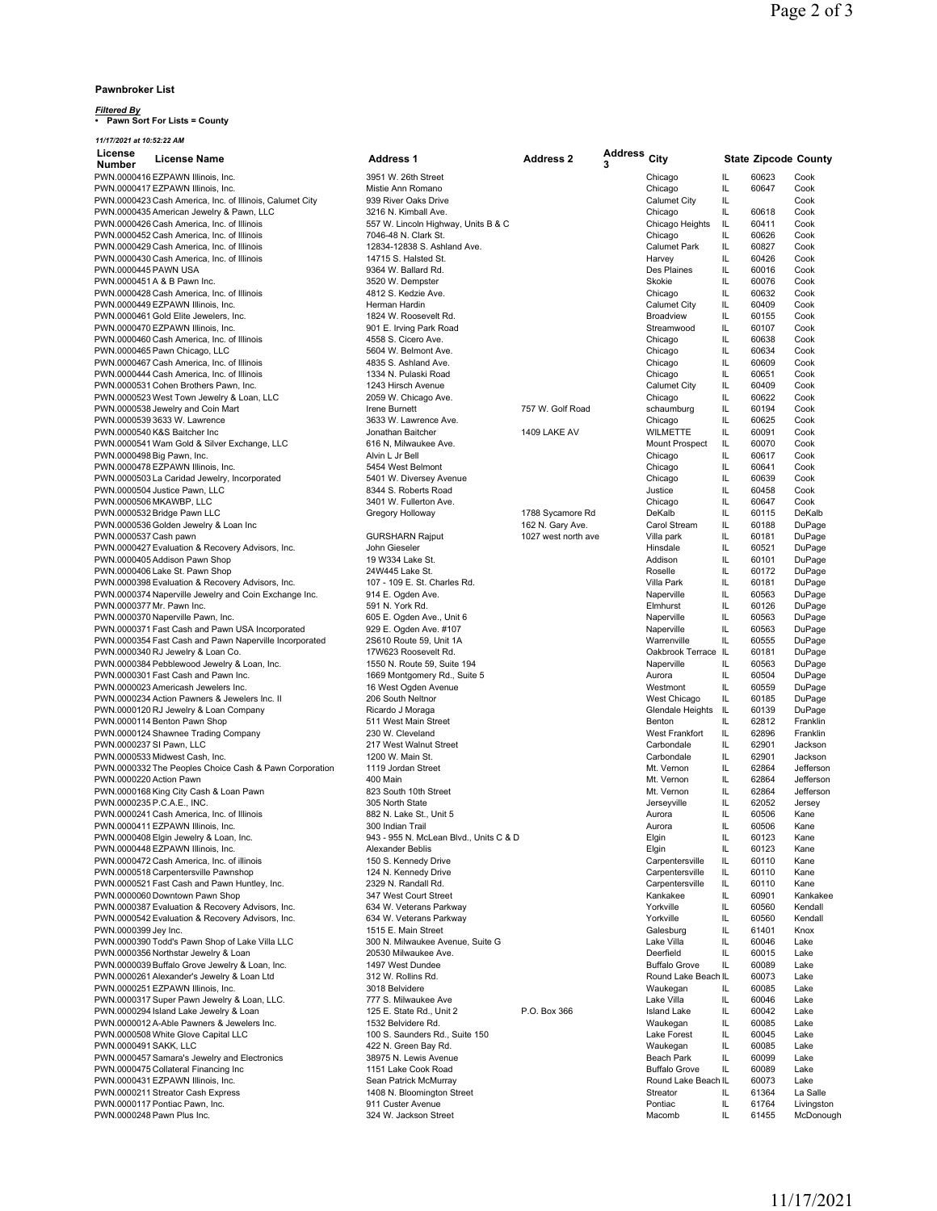**Pawnbroker List**

***Filtered By***
- **Pawn Sort For Lists = County**

*11/17/2021 at 10:52:22 AM*

| License Number | License Name | Address 1 | Address 2 | Address 3 | City | State | Zipcode | County |
|---|---|---|---|---|---|---|---|---|
| PWN.0000416 | EZPAWN Illinois, Inc. | 3951 W. 26th Street | | | Chicago | IL | 60623 | Cook |
| PWN.0000417 | EZPAWN Illinois, Inc. | Mistie Ann Romano | | | Chicago | IL | 60647 | Cook |
| PWN.0000423 | Cash America, Inc. of Illinois, Calumet City | 939 River Oaks Drive | | | Calumet City | IL | | Cook |
| PWN.0000435 | American Jewelry & Pawn, LLC | 3216 N. Kimball Ave. | | | Chicago | IL | 60618 | Cook |
| PWN.0000426 | Cash America, Inc. of Illinois | 557 W. Lincoln Highway, Units B & C | | | Chicago Heights | IL | 60411 | Cook |
| PWN.0000452 | Cash America, Inc. of Illinois | 7046-48 N. Clark St. | | | Chicago | IL | 60626 | Cook |
| PWN.0000429 | Cash America, Inc. of Illinois | 12834-12838 S. Ashland Ave. | | | Calumet Park | IL | 60827 | Cook |
| PWN.0000430 | Cash America, Inc. of Illinois | 14715 S. Halsted St. | | | Harvey | IL | 60426 | Cook |
| PWN.0000445 | PAWN USA | 9364 W. Ballard Rd. | | | Des Plaines | IL | 60016 | Cook |
| PWN.0000451 | A & B Pawn Inc. | 3520 W. Dempster | | | Skokie | IL | 60076 | Cook |
| PWN.0000428 | Cash America, Inc. of Illinois | 4812 S. Kedzie Ave. | | | Chicago | IL | 60632 | Cook |
| PWN.0000449 | EZPAWN Illinois, Inc. | Herman Hardin | | | Calumet City | IL | 60409 | Cook |
| PWN.0000461 | Gold Elite Jewelers, Inc. | 1824 W. Roosevelt Rd. | | | Broadview | IL | 60155 | Cook |
| PWN.0000470 | EZPAWN Illinois, Inc. | 901 E. Irving Park Road | | | Streamwood | IL | 60107 | Cook |
| PWN.0000460 | Cash America, Inc. of Illinois | 4558 S. Cicero Ave. | | | Chicago | IL | 60638 | Cook |
| PWN.0000465 | Pawn Chicago, LLC | 5604 W. Belmont Ave. | | | Chicago | IL | 60634 | Cook |
| PWN.0000467 | Cash America, Inc. of Illinois | 4835 S. Ashland Ave. | | | Chicago | IL | 60609 | Cook |
| PWN.0000444 | Cash America, Inc. of Illinois | 1334 N. Pulaski Road | | | Chicago | IL | 60651 | Cook |
| PWN.0000531 | Cohen Brothers Pawn, Inc. | 1243 Hirsch Avenue | | | Calumet City | IL | 60409 | Cook |
| PWN.0000523 | West Town Jewelry & Loan, LLC | 2059 W. Chicago Ave. | | | Chicago | IL | 60622 | Cook |
| PWN.0000538 | Jewelry and Coin Mart | Irene Burnett | 757 W. Golf Road | | schaumburg | IL | 60194 | Cook |
| PWN.0000539 | 3633 W. Lawrence | 3633 W. Lawrence Ave. | | | Chicago | IL | 60625 | Cook |
| PWN.0000540 | K&S Baitcher Inc | Jonathan Baitcher | 1409 LAKE AV | | WILMETTE | IL | 60091 | Cook |
| PWN.0000541 | Wam Gold & Silver Exchange, LLC | 616 N, Milwaukee Ave. | | | Mount Prospect | IL | 60070 | Cook |
| PWN.0000498 | Big Pawn, Inc. | Alvin L Jr Bell | | | Chicago | IL | 60617 | Cook |
| PWN.0000478 | EZPAWN Illinois, Inc. | 5454 West Belmont | | | Chicago | IL | 60641 | Cook |
| PWN.0000503 | La Caridad Jewelry, Incorporated | 5401 W. Diversey Avenue | | | Chicago | IL | 60639 | Cook |
| PWN.0000504 | Justice Pawn, LLC | 8344 S. Roberts Road | | | Justice | IL | 60458 | Cook |
| PWN.0000506 | MKAWBP, LLC | 3401 W. Fullerton Ave. | | | Chicago | IL | 60647 | Cook |
| PWN.0000532 | Bridge Pawn LLC | Gregory Holloway | 1788 Sycamore Rd | | DeKalb | IL | 60115 | DeKalb |
| PWN.0000536 | Golden Jewelry & Loan Inc | | 162 N. Gary Ave. | | Carol Stream | IL | 60188 | DuPage |
| PWN.0000537 | Cash pawn | GURSHARN Rajput | 1027 west north ave | | Villa park | IL | 60181 | DuPage |
| PWN.0000427 | Evaluation & Recovery Advisors, Inc. | John Gieseler | | | Hinsdale | IL | 60521 | DuPage |
| PWN.0000405 | Addison Pawn Shop | 19 W334 Lake St. | | | Addison | IL | 60101 | DuPage |
| PWN.0000406 | Lake St. Pawn Shop | 24W445 Lake St. | | | Roselle | IL | 60172 | DuPage |
| PWN.0000398 | Evaluation & Recovery Advisors, Inc. | 107 - 109 E. St. Charles Rd. | | | Villa Park | IL | 60181 | DuPage |
| PWN.0000374 | Naperville Jewelry and Coin Exchange Inc. | 914 E. Ogden Ave. | | | Naperville | IL | 60563 | DuPage |
| PWN.0000377 | Mr. Pawn Inc. | 591 N. York Rd. | | | Elmhurst | IL | 60126 | DuPage |
| PWN.0000370 | Naperville Pawn, Inc. | 605 E. Ogden Ave., Unit 6 | | | Naperville | IL | 60563 | DuPage |
| PWN.0000371 | Fast Cash and Pawn USA Incorporated | 929 E. Ogden Ave. #107 | | | Naperville | IL | 60563 | DuPage |
| PWN.0000354 | Fast Cash and Pawn Naperville Incorporated | 2S610 Route 59, Unit 1A | | | Warrenville | IL | 60555 | DuPage |
| PWN.0000340 | RJ Jewelry & Loan Co. | 17W623 Roosevelt Rd. | | | Oakbrook Terrace | IL | 60181 | DuPage |
| PWN.0000384 | Pebblewood Jewelry & Loan, Inc. | 1550 N. Route 59, Suite 194 | | | Naperville | IL | 60563 | DuPage |
| PWN.0000301 | Fast Cash and Pawn Inc. | 1669 Montgomery Rd., Suite 5 | | | Aurora | IL | 60504 | DuPage |
| PWN.0000023 | Americash Jewelers Inc. | 16 West Ogden Avenue | | | Westmont | IL | 60559 | DuPage |
| PWN.0000234 | Action Pawners & Jewelers Inc. II | 206 South Neltnor | | | West Chicago | IL | 60185 | DuPage |
| PWN.0000120 | RJ Jewelry & Loan Company | Ricardo J Moraga | | | Glendale Heights | IL | 60139 | DuPage |
| PWN.0000114 | Benton Pawn Shop | 511 West Main Street | | | Benton | IL | 62812 | Franklin |
| PWN.0000124 | Shawnee Trading Company | 230 W. Cleveland | | | West Frankfort | IL | 62896 | Franklin |
| PWN.0000237 | SI Pawn, LLC | 217 West Walnut Street | | | Carbondale | IL | 62901 | Jackson |
| PWN.0000533 | Midwest Cash, Inc. | 1200 W. Main St. | | | Carbondale | IL | 62901 | Jackson |
| PWN.0000332 | The Peoples Choice Cash & Pawn Corporation | 1119 Jordan Street | | | Mt. Vernon | IL | 62864 | Jefferson |
| PWN.0000220 | Action Pawn | 400 Main | | | Mt. Vernon | IL | 62864 | Jefferson |
| PWN.0000168 | King City Cash & Loan Pawn | 823 South 10th Street | | | Mt. Vernon | IL | 62864 | Jefferson |
| PWN.0000235 | P.C.A.E., INC. | 305 North State | | | Jerseyville | IL | 62052 | Jersey |
| PWN.0000241 | Cash America, Inc. of Illinois | 882 N. Lake St., Unit 5 | | | Aurora | IL | 60506 | Kane |
| PWN.0000411 | EZPAWN Illinois, Inc. | 300 Indian Trail | | | Aurora | IL | 60506 | Kane |
| PWN.0000408 | Elgin Jewelry & Loan, Inc. | 943 - 955 N. McLean Blvd., Units C & D | | | Elgin | IL | 60123 | Kane |
| PWN.0000448 | EZPAWN Illinois, Inc. | Alexander Beblis | | | Elgin | IL | 60123 | Kane |
| PWN.0000472 | Cash America, Inc. of illinois | 150 S. Kennedy Drive | | | Carpentersville | IL | 60110 | Kane |
| PWN.0000518 | Carpentersville Pawnshop | 124 N. Kennedy Drive | | | Carpentersville | IL | 60110 | Kane |
| PWN.0000521 | Fast Cash and Pawn Huntley, Inc. | 2329 N. Randall Rd. | | | Carpentersville | IL | 60110 | Kane |
| PWN.0000060 | Downtown Pawn Shop | 347 West Court Street | | | Kankakee | IL | 60901 | Kankakee |
| PWN.0000387 | Evaluation & Recovery Advisors, Inc. | 634 W. Veterans Parkway | | | Yorkville | IL | 60560 | Kendall |
| PWN.0000542 | Evaluation & Recovery Advisors, Inc. | 634 W. Veterans Parkway | | | Yorkville | IL | 60560 | Kendall |
| PWN.0000399 | Jey Inc. | 1515 E. Main Street | | | Galesburg | IL | 61401 | Knox |
| PWN.0000390 | Todd's Pawn Shop of Lake Villa LLC | 300 N. Milwaukee Avenue, Suite G | | | Lake Villa | IL | 60046 | Lake |
| PWN.0000356 | Northstar Jewelry & Loan | 20530 Milwaukee Ave. | | | Deerfield | IL | 60015 | Lake |
| PWN.0000039 | Buffalo Grove Jewelry & Loan, Inc. | 1497 West Dundee | | | Buffalo Grove | IL | 60089 | Lake |
| PWN.0000261 | Alexander's Jewelry & Loan Ltd | 312 W. Rollins Rd. | | | Round Lake Beach | IL | 60073 | Lake |
| PWN.0000251 | EZPAWN Illinois, Inc. | 3018 Belvidere | | | Waukegan | IL | 60085 | Lake |
| PWN.0000317 | Super Pawn Jewelry & Loan, LLC. | 777 S. Milwaukee Ave | | | Lake Villa | IL | 60046 | Lake |
| PWN.0000294 | Island Lake Jewelry & Loan | 125 E. State Rd., Unit 2 | P.O. Box 366 | | Island Lake | IL | 60042 | Lake |
| PWN.0000012 | A-Able Pawners & Jewelers Inc. | 1532 Belvidere Rd. | | | Waukegan | IL | 60085 | Lake |
| PWN.0000508 | White Glove Capital LLC | 100 S. Saunders Rd., Suite 150 | | | Lake Forest | IL | 60045 | Lake |
| PWN.0000491 | SAKK, LLC | 422 N. Green Bay Rd. | | | Waukegan | IL | 60085 | Lake |
| PWN.0000457 | Samara's Jewelry and Electronics | 38975 N. Lewis Avenue | | | Beach Park | IL | 60099 | Lake |
| PWN.0000475 | Collateral Financing Inc | 1151 Lake Cook Road | | | Buffalo Grove | IL | 60089 | Lake |
| PWN.0000431 | EZPAWN Illinois, Inc. | Sean Patrick McMurray | | | Round Lake Beach | IL | 60073 | Lake |
| PWN.0000211 | Streator Cash Express | 1408 N. Bloomington Street | | | Streator | IL | 61364 | La Salle |
| PWN.0000117 | Pontiac Pawn, Inc. | 911 Custer Avenue | | | Pontiac | IL | 61764 | Livingston |
| PWN.0000248 | Pawn Plus Inc. | 324 W. Jackson Street | | | Macomb | IL | 61455 | McDonough |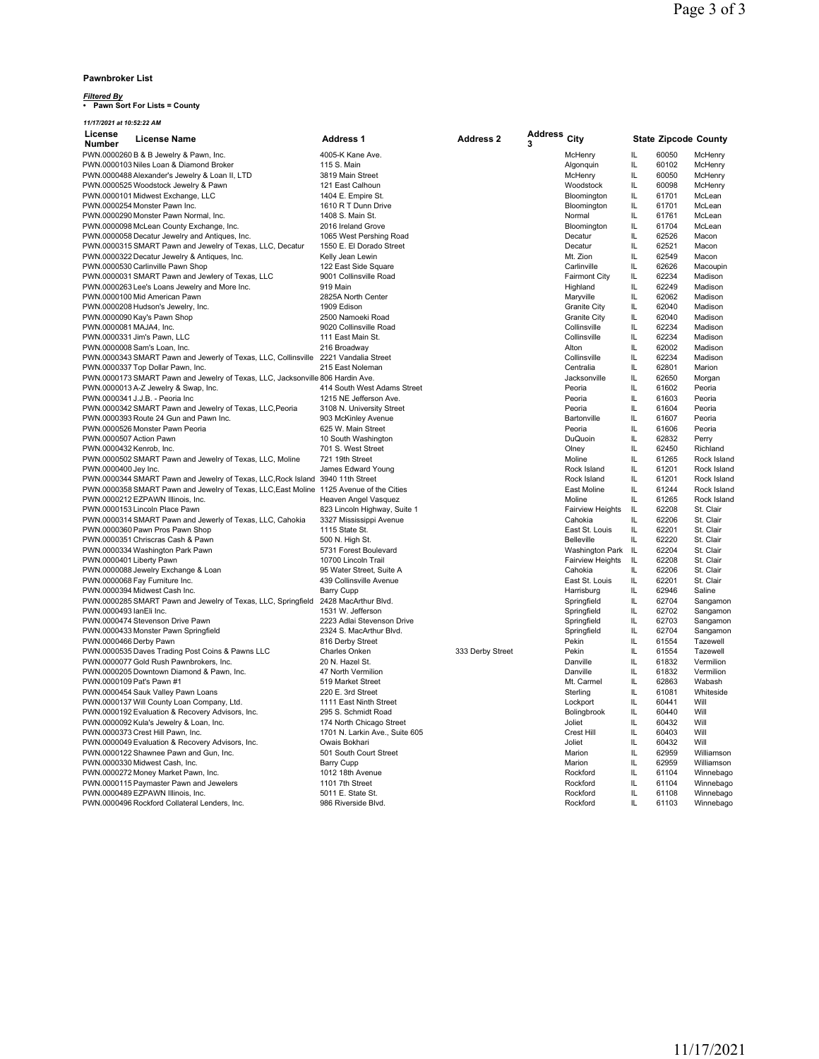**Pawnbroker List**

***Filtered By***
**• Pawn Sort For Lists = County**

***11/17/2021 at 10:52:22 AM***

| License Number | License Name | Address 1 | Address 2 | Address 3 | City | State | Zipcode | County |
|---|---|---|---|---|---|---|---|---|
| PWN.0000260 | B & B Jewelry & Pawn, Inc. | 4005-K Kane Ave. | | | McHenry | IL | 60050 | McHenry |
| PWN.0000103 | Niles Loan & Diamond Broker | 115 S. Main | | | Algonquin | IL | 60102 | McHenry |
| PWN.0000488 | Alexander's Jewelry & Loan II, LTD | 3819 Main Street | | | McHenry | IL | 60050 | McHenry |
| PWN.0000525 | Woodstock Jewelry & Pawn | 121 East Calhoun | | | Woodstock | IL | 60098 | McHenry |
| PWN.0000101 | Midwest Exchange, LLC | 1404 E. Empire St. | | | Bloomington | IL | 61701 | McLean |
| PWN.0000254 | Monster Pawn Inc. | 1610 R T Dunn Drive | | | Bloomington | IL | 61701 | McLean |
| PWN.0000290 | Monster Pawn Normal, Inc. | 1408 S. Main St. | | | Normal | IL | 61761 | McLean |
| PWN.0000098 | McLean County Exchange, Inc. | 2016 Ireland Grove | | | Bloomington | IL | 61704 | McLean |
| PWN.0000058 | Decatur Jewelry and Antiques, Inc. | 1065 West Pershing Road | | | Decatur | IL | 62526 | Macon |
| PWN.0000315 | SMART Pawn and Jewelry of Texas, LLC, Decatur | 1550 E. El Dorado Street | | | Decatur | IL | 62521 | Macon |
| PWN.0000322 | Decatur Jewelry & Antiques, Inc. | Kelly Jean Lewin | | | Mt. Zion | IL | 62549 | Macon |
| PWN.0000530 | Carlinville Pawn Shop | 122 East Side Square | | | Carlinville | IL | 62626 | Macoupin |
| PWN.0000031 | SMART Pawn and Jewlery of Texas, LLC | 9001 Collinsville Road | | | Fairmont City | IL | 62234 | Madison |
| PWN.0000263 | Lee's Loans Jewelry and More Inc. | 919 Main | | | Highland | IL | 62249 | Madison |
| PWN.0000100 | Mid American Pawn | 2825A North Center | | | Maryville | IL | 62062 | Madison |
| PWN.0000208 | Hudson's Jewelry, Inc. | 1909 Edison | | | Granite City | IL | 62040 | Madison |
| PWN.0000090 | Kay's Pawn Shop | 2500 Namoeki Road | | | Granite City | IL | 62040 | Madison |
| PWN.0000081 | MAJA4, Inc. | 9020 Collinsville Road | | | Collinsville | IL | 62234 | Madison |
| PWN.0000331 | Jim's Pawn, LLC | 111 East Main St. | | | Collinsville | IL | 62234 | Madison |
| PWN.0000008 | Sam's Loan, Inc. | 216 Broadway | | | Alton | IL | 62002 | Madison |
| PWN.0000343 | SMART Pawn and Jewerly of Texas, LLC, Collinsville | 2221 Vandalia Street | | | Collinsville | IL | 62234 | Madison |
| PWN.0000337 | Top Dollar Pawn, Inc. | 215 East Noleman | | | Centralia | IL | 62801 | Marion |
| PWN.0000173 | SMART Pawn and Jewerly of Texas, LLC, Jacksonville | 806 Hardin Ave. | | | Jacksonville | IL | 62650 | Morgan |
| PWN.0000013 | A-Z Jewelry & Swap, Inc. | 414 South West Adams Street | | | Peoria | IL | 61602 | Peoria |
| PWN.0000341 | J.J.B. - Peoria Inc | 1215 NE Jefferson Ave. | | | Peoria | IL | 61603 | Peoria |
| PWN.0000342 | SMART Pawn and Jewelry of Texas, LLC,Peoria | 3108 N. University Street | | | Peoria | IL | 61604 | Peoria |
| PWN.0000393 | Route 24 Gun and Pawn Inc. | 903 McKinley Avenue | | | Bartonville | IL | 61607 | Peoria |
| PWN.0000526 | Monster Pawn Peoria | 625 W. Main Street | | | Peoria | IL | 61606 | Peoria |
| PWN.0000507 | Action Pawn | 10 South Washington | | | DuQuoin | IL | 62832 | Perry |
| PWN.0000432 | Kenrob, Inc. | 701 S. West Street | | | Olney | IL | 62450 | Richland |
| PWN.0000502 | SMART Pawn and Jewelry of Texas, LLC, Moline | 721 19th Street | | | Moline | IL | 61265 | Rock Island |
| PWN.0000400 | Jey Inc. | James Edward Young | | | Rock Island | IL | 61201 | Rock Island |
| PWN.0000344 | SMART Pawn and Jewerly of Texas, LLC,Rock Island | 3940 11th Street | | | Rock Island | IL | 61201 | Rock Island |
| PWN.0000358 | SMART Pawn and Jewerly of Texas, LLC,East Moline | 1125 Avenue of the Cities | | | East Moline | IL | 61244 | Rock Island |
| PWN.0000212 | EZPAWN Illinois, Inc. | Heaven Angel Vasquez | | | Moline | IL | 61265 | Rock Island |
| PWN.0000153 | Lincoln Place Pawn | 823 Lincoln Highway, Suite 1 | | | Fairview Heights | IL | 62208 | St. Clair |
| PWN.0000314 | SMART Pawn and Jewelry of Texas, LLC, Cahokia | 3327 Mississippi Avenue | | | Cahokia | IL | 62206 | St. Clair |
| PWN.0000360 | Pawn Pros Pawn Shop | 1115 State St. | | | East St. Louis | IL | 62201 | St. Clair |
| PWN.0000351 | Chriscras Cash & Pawn | 500 N. High St. | | | Belleville | IL | 62220 | St. Clair |
| PWN.0000334 | Washington Park Pawn | 5731 Forest Boulevard | | | Washington Park | IL | 62204 | St. Clair |
| PWN.0000401 | Liberty Pawn | 10700 Lincoln Trail | | | Fairview Heights | IL | 62208 | St. Clair |
| PWN.0000088 | Jewelry Exchange & Loan | 95 Water Street, Suite A | | | Cahokia | IL | 62206 | St. Clair |
| PWN.0000068 | Fay Furniture Inc. | 439 Collinsville Avenue | | | East St. Louis | IL | 62201 | St. Clair |
| PWN.0000394 | Midwest Cash Inc. | Barry Cupp | | | Harrisburg | IL | 62946 | Saline |
| PWN.0000285 | SMART Pawn and Jewelry of Texas, LLC, Springfield | 2428 MacArthur Blvd. | | | Springfield | IL | 62704 | Sangamon |
| PWN.0000493 | IanEli Inc. | 1531 W. Jefferson | | | Springfield | IL | 62702 | Sangamon |
| PWN.0000474 | Stevenson Drive Pawn | 2223 Adlai Stevenson Drive | | | Springfield | IL | 62703 | Sangamon |
| PWN.0000433 | Monster Pawn Springfield | 2324 S. MacArthur Blvd. | | | Springfield | IL | 62704 | Sangamon |
| PWN.0000466 | Derby Pawn | 816 Derby Street | | | Pekin | IL | 61554 | Tazewell |
| PWN.0000535 | Daves Trading Post Coins & Pawns LLC | Charles Onken | 333 Derby Street | | Pekin | IL | 61554 | Tazewell |
| PWN.0000077 | Gold Rush Pawnbrokers, Inc. | 20 N. Hazel St. | | | Danville | IL | 61832 | Vermilion |
| PWN.0000205 | Downtown Diamond & Pawn, Inc. | 47 North Vermilion | | | Danville | IL | 61832 | Vermilion |
| PWN.0000109 | Pat's Pawn #1 | 519 Market Street | | | Mt. Carmel | IL | 62863 | Wabash |
| PWN.0000454 | Sauk Valley Pawn Loans | 220 E. 3rd Street | | | Sterling | IL | 61081 | Whiteside |
| PWN.0000137 | Will County Loan Company, Ltd. | 1111 East Ninth Street | | | Lockport | IL | 60441 | Will |
| PWN.0000192 | Evaluation & Recovery Advisors, Inc. | 295 S. Schmidt Road | | | Bolingbrook | IL | 60440 | Will |
| PWN.0000092 | Kula's Jewelry & Loan, Inc. | 174 North Chicago Street | | | Joliet | IL | 60432 | Will |
| PWN.0000373 | Crest Hill Pawn, Inc. | 1701 N. Larkin Ave., Suite 605 | | | Crest Hill | IL | 60403 | Will |
| PWN.0000049 | Evaluation & Recovery Advisors, Inc. | Owais Bokhari | | | Joliet | IL | 60432 | Will |
| PWN.0000122 | Shawnee Pawn and Gun, Inc. | 501 South Court Street | | | Marion | IL | 62959 | Williamson |
| PWN.0000330 | Midwest Cash, Inc. | Barry Cupp | | | Marion | IL | 62959 | Williamson |
| PWN.0000272 | Money Market Pawn, Inc. | 1012 18th Avenue | | | Rockford | IL | 61104 | Winnebago |
| PWN.0000115 | Paymaster Pawn and Jewelers | 1101 7th Street | | | Rockford | IL | 61104 | Winnebago |
| PWN.0000489 | EZPAWN Illinois, Inc. | 5011 E. State St. | | | Rockford | IL | 61108 | Winnebago |
| PWN.0000496 | Rockford Collateral Lenders, Inc. | 986 Riverside Blvd. | | | Rockford | IL | 61103 | Winnebago |